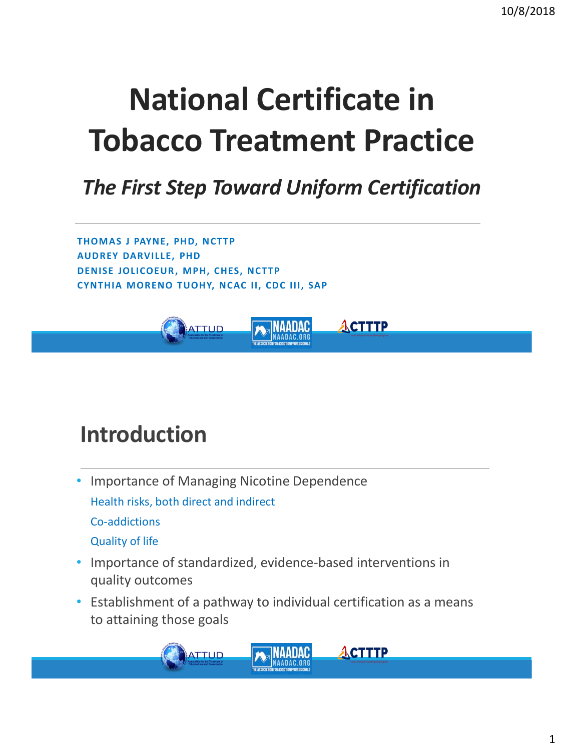# National Certificate in Tobacco Treatment Practice

*The First Step Toward Uniform Certification*

**THOMAS J PAYNE, PHD, NCTTP**
**AUDREY DARVILLE, PHD**
**DENISE JOLICOEUR, MPH, CHES, NCTTP**
**CYNTHIA MORENO TUOHY, NCAC II, CDC III, SAP**

## Introduction

- Importance of Managing Nicotine Dependence
  - Health risks, both direct and indirect
  - Co-addictions
  - Quality of life
- Importance of standardized, evidence-based interventions in quality outcomes
- Establishment of a pathway to individual certification as a means to attaining those goals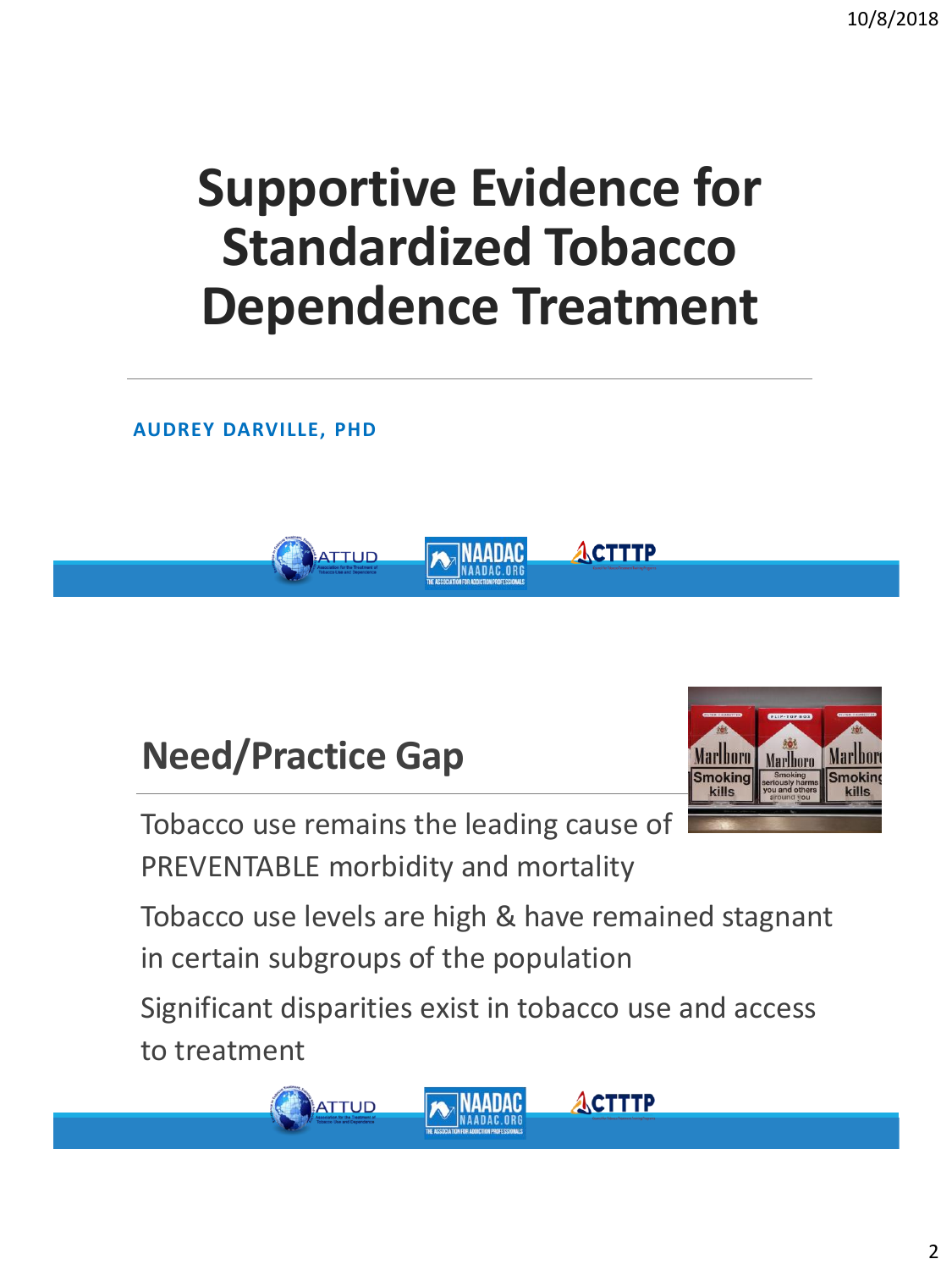# Supportive Evidence for Standardized Tobacco Dependence Treatment

**AUDREY DARVILLE, PHD**

## Need/Practice Gap

Tobacco use remains the leading cause of PREVENTABLE morbidity and mortality

Tobacco use levels are high & have remained stagnant in certain subgroups of the population

Significant disparities exist in tobacco use and access to treatment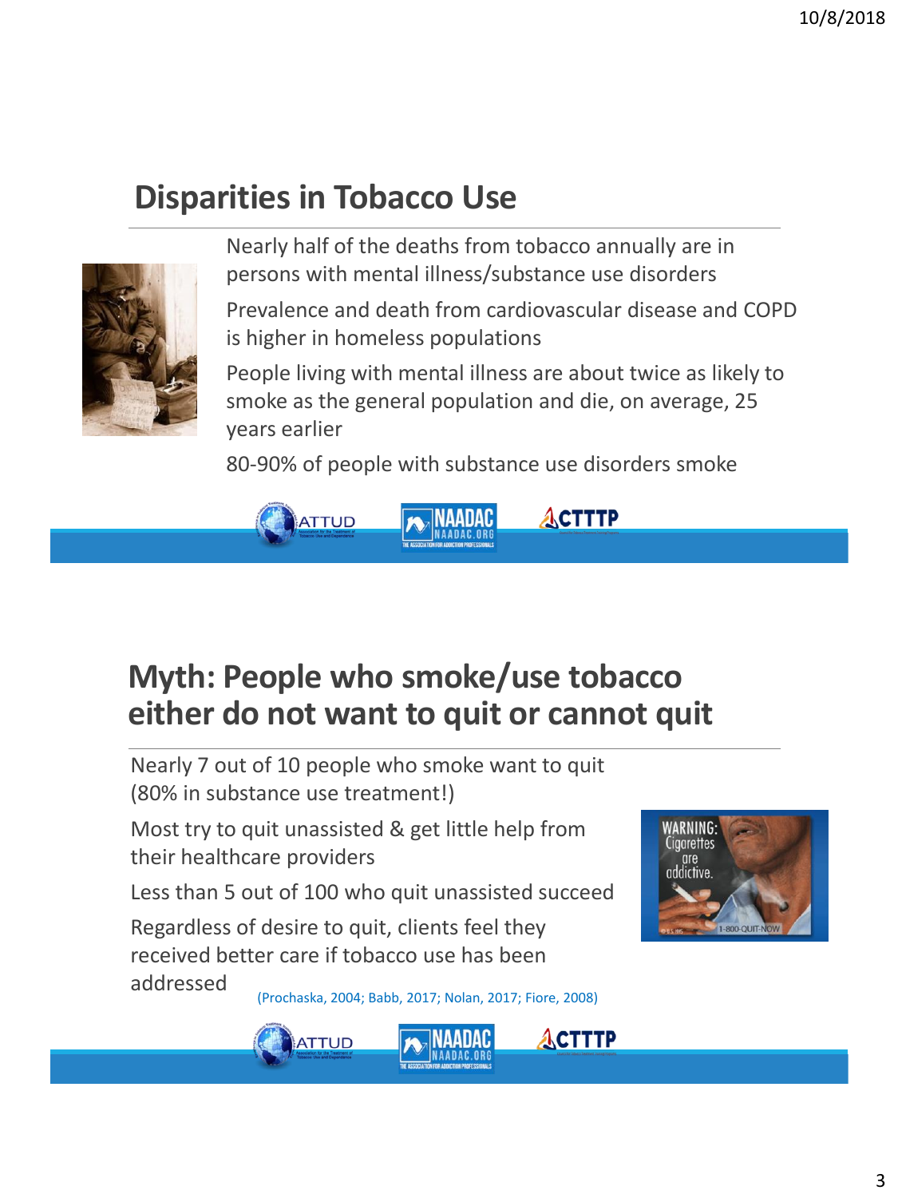## Disparities in Tobacco Use

Nearly half of the deaths from tobacco annually are in persons with mental illness/substance use disorders

Prevalence and death from cardiovascular disease and COPD is higher in homeless populations

People living with mental illness are about twice as likely to smoke as the general population and die, on average, 25 years earlier

80-90% of people with substance use disorders smoke

## Myth: People who smoke/use tobacco either do not want to quit or cannot quit

Nearly 7 out of 10 people who smoke want to quit (80% in substance use treatment!)

Most try to quit unassisted & get little help from their healthcare providers

Less than 5 out of 100 who quit unassisted succeed

Regardless of desire to quit, clients feel they received better care if tobacco use has been addressed

(Prochaska, 2004; Babb, 2017; Nolan, 2017; Fiore, 2008)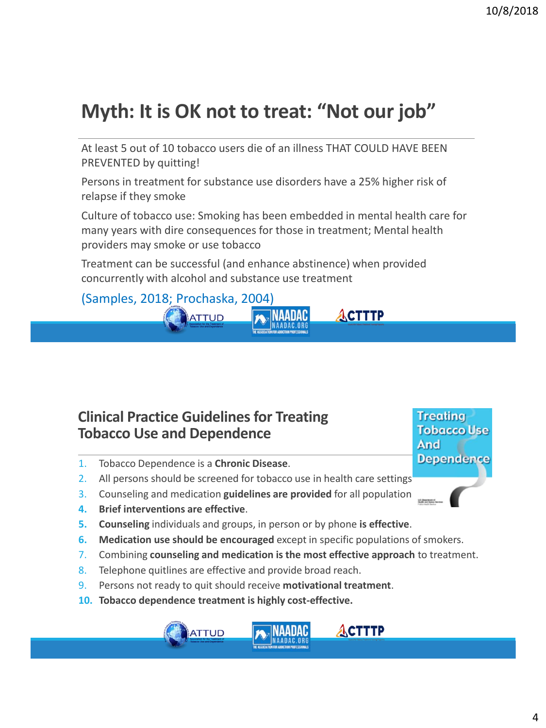# Myth: It is OK not to treat: "Not our job"

At least 5 out of 10 tobacco users die of an illness THAT COULD HAVE BEEN PREVENTED by quitting!

Persons in treatment for substance use disorders have a 25% higher risk of relapse if they smoke

Culture of tobacco use: Smoking has been embedded in mental health care for many years with dire consequences for those in treatment; Mental health providers may smoke or use tobacco

Treatment can be successful (and enhance abstinence) when provided concurrently with alcohol and substance use treatment

(Samples, 2018; Prochaska, 2004)

## Clinical Practice Guidelines for Treating Tobacco Use and Dependence

1. Tobacco Dependence is a **Chronic Disease**.
2. All persons should be screened for tobacco use in health care settings
3. Counseling and medication **guidelines are provided** for all population
4. **Brief interventions are effective**.
5. **Counseling** individuals and groups, in person or by phone **is effective**.
6. **Medication use should be encouraged** except in specific populations of smokers.
7. Combining **counseling and medication is the most effective approach** to treatment.
8. Telephone quitlines are effective and provide broad reach.
9. Persons not ready to quit should receive **motivational treatment**.
10. **Tobacco dependence treatment is highly cost-effective.**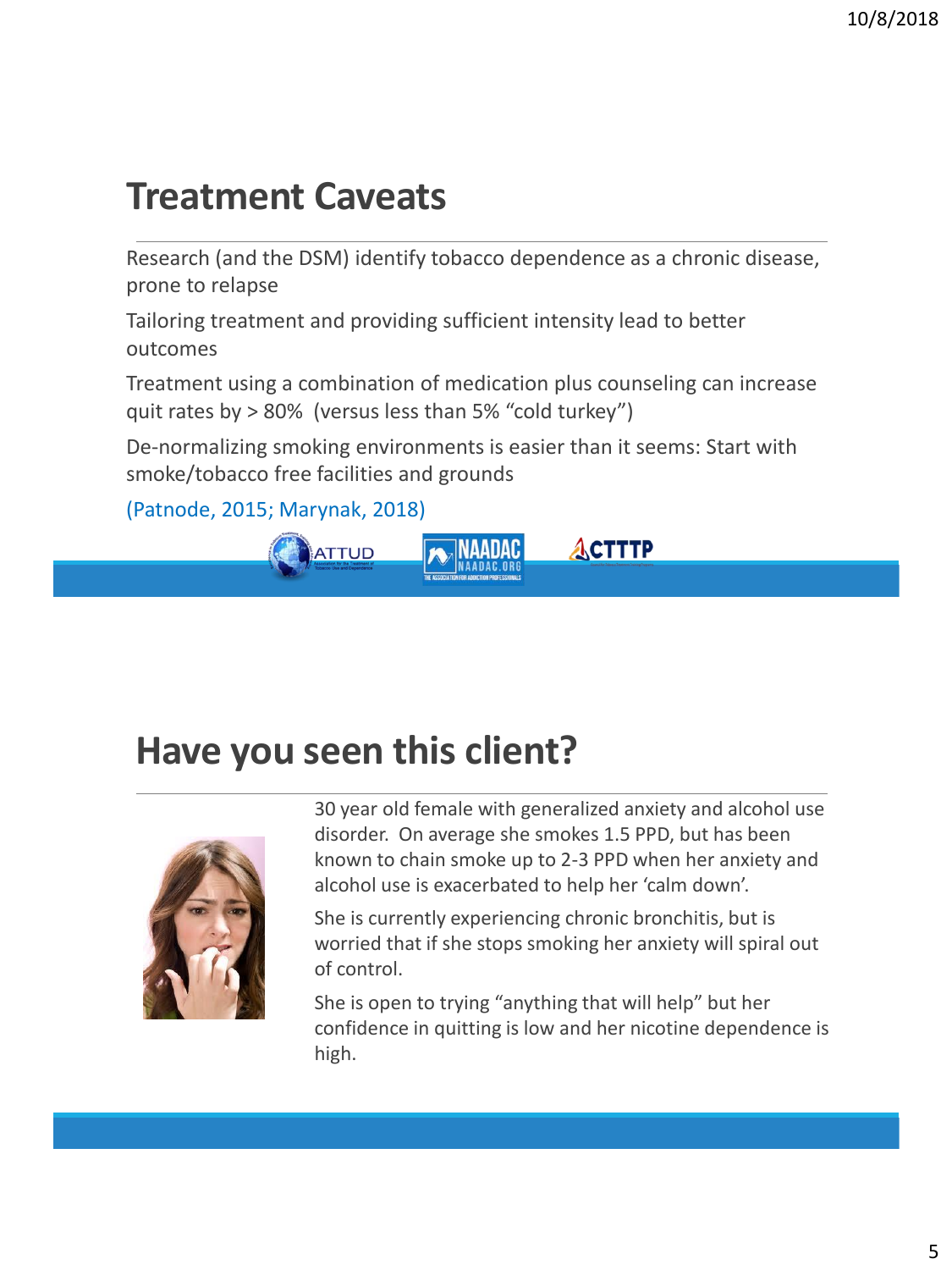## Treatment Caveats

Research (and the DSM) identify tobacco dependence as a chronic disease, prone to relapse

Tailoring treatment and providing sufficient intensity lead to better outcomes

Treatment using a combination of medication plus counseling can increase quit rates by > 80% (versus less than 5% "cold turkey")

De-normalizing smoking environments is easier than it seems: Start with smoke/tobacco free facilities and grounds

(Patnode, 2015; Marynak, 2018)

## Have you seen this client?

30 year old female with generalized anxiety and alcohol use disorder. On average she smokes 1.5 PPD, but has been known to chain smoke up to 2-3 PPD when her anxiety and alcohol use is exacerbated to help her 'calm down'.

She is currently experiencing chronic bronchitis, but is worried that if she stops smoking her anxiety will spiral out of control.

She is open to trying "anything that will help" but her confidence in quitting is low and her nicotine dependence is high.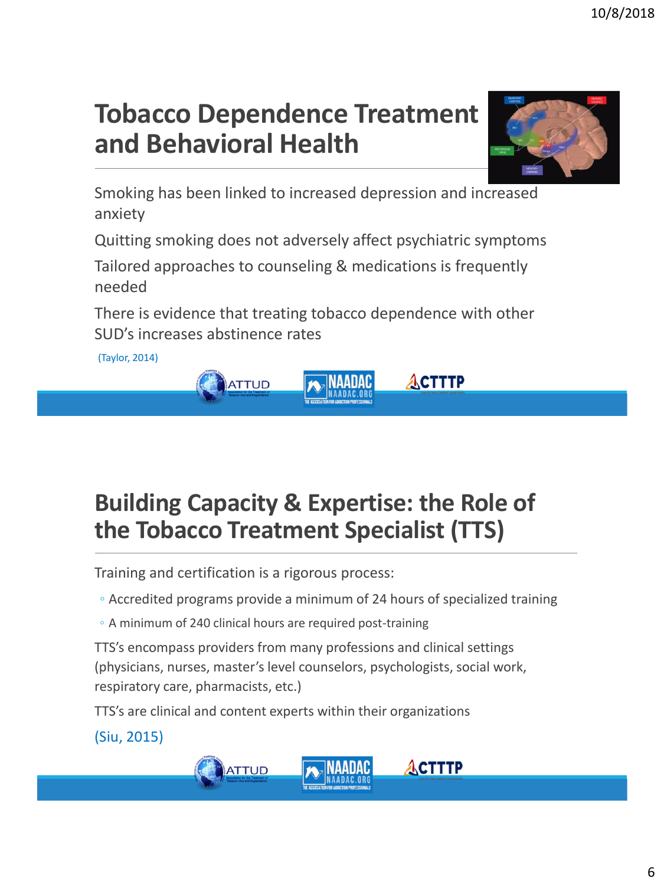# Tobacco Dependence Treatment and Behavioral Health

Smoking has been linked to increased depression and increased anxiety

Quitting smoking does not adversely affect psychiatric symptoms

Tailored approaches to counseling & medications is frequently needed

There is evidence that treating tobacco dependence with other SUD's increases abstinence rates

(Taylor, 2014)

# Building Capacity & Expertise: the Role of the Tobacco Treatment Specialist (TTS)

Training and certification is a rigorous process:

- Accredited programs provide a minimum of 24 hours of specialized training
- A minimum of 240 clinical hours are required post-training

TTS's encompass providers from many professions and clinical settings (physicians, nurses, master's level counselors, psychologists, social work, respiratory care, pharmacists, etc.)

TTS's are clinical and content experts within their organizations

(Siu, 2015)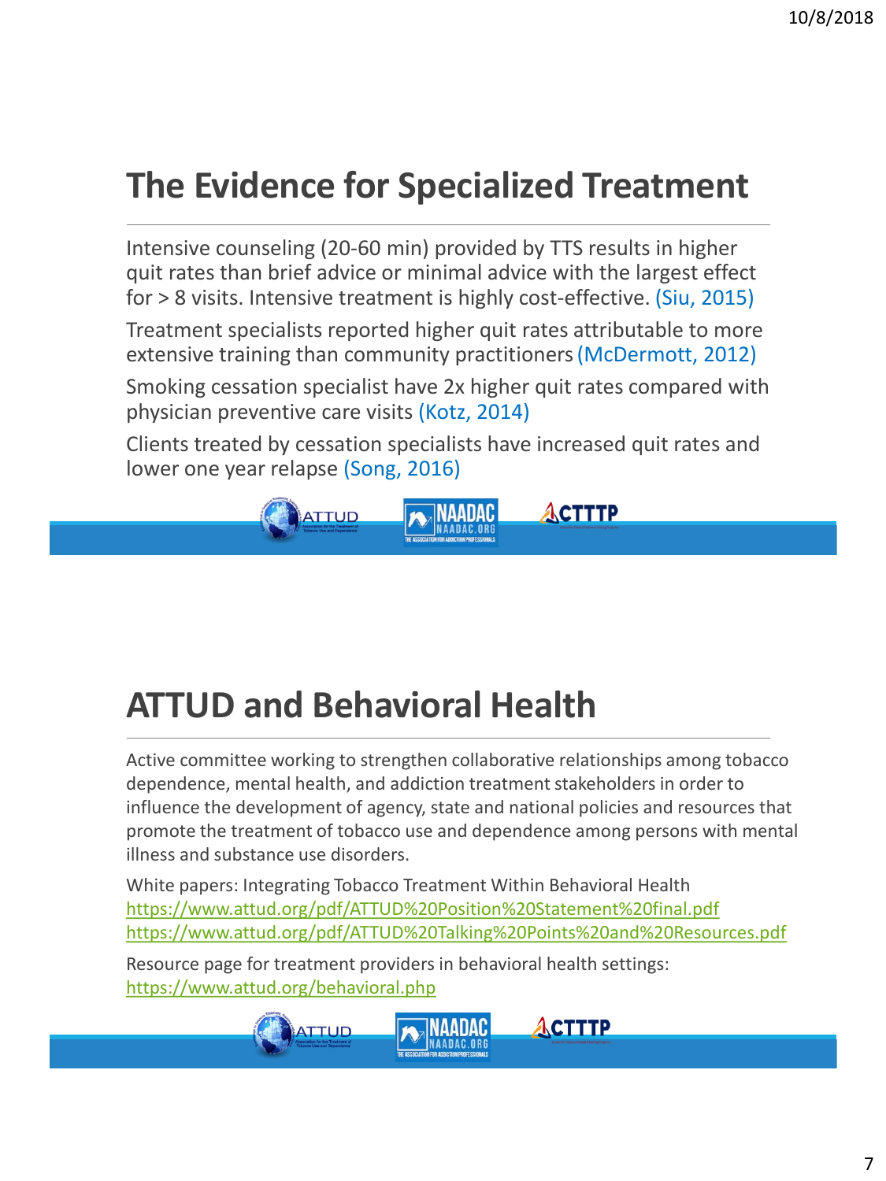# The Evidence for Specialized Treatment

Intensive counseling (20-60 min) provided by TTS results in higher quit rates than brief advice or minimal advice with the largest effect for > 8 visits. Intensive treatment is highly cost-effective. (Siu, 2015)

Treatment specialists reported higher quit rates attributable to more extensive training than community practitioners (McDermott, 2012)

Smoking cessation specialist have 2x higher quit rates compared with physician preventive care visits (Kotz, 2014)

Clients treated by cessation specialists have increased quit rates and lower one year relapse (Song, 2016)

# ATTUD and Behavioral Health

Active committee working to strengthen collaborative relationships among tobacco dependence, mental health, and addiction treatment stakeholders in order to influence the development of agency, state and national policies and resources that promote the treatment of tobacco use and dependence among persons with mental illness and substance use disorders.

White papers: Integrating Tobacco Treatment Within Behavioral Health
https://www.attud.org/pdf/ATTUD%20Position%20Statement%20final.pdf
https://www.attud.org/pdf/ATTUD%20Talking%20Points%20and%20Resources.pdf

Resource page for treatment providers in behavioral health settings:
https://www.attud.org/behavioral.php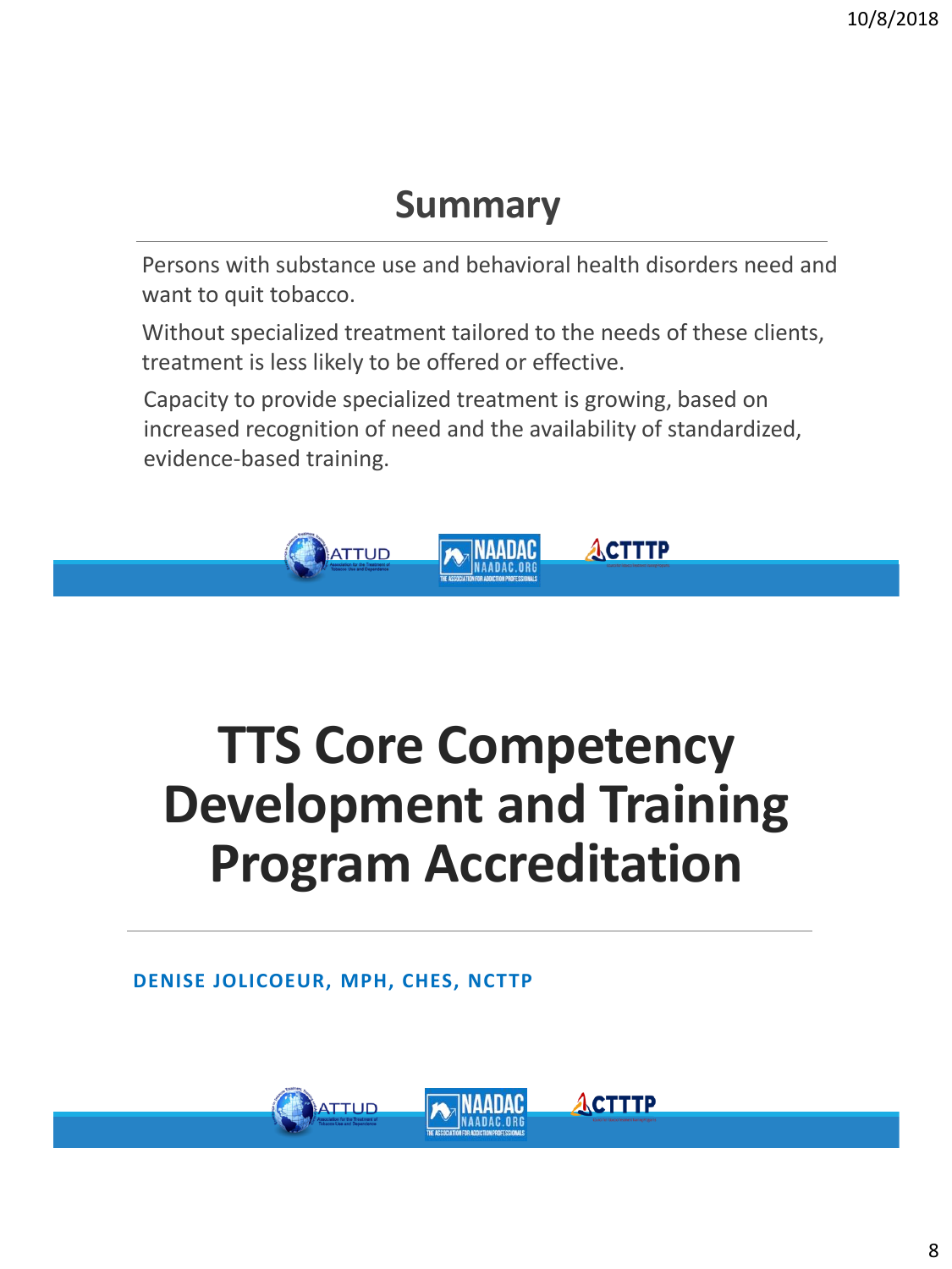## Summary

Persons with substance use and behavioral health disorders need and want to quit tobacco.

Without specialized treatment tailored to the needs of these clients, treatment is less likely to be offered or effective.

Capacity to provide specialized treatment is growing, based on increased recognition of need and the availability of standardized, evidence-based training.

# TTS Core Competency Development and Training Program Accreditation

**DENISE JOLICOEUR, MPH, CHES, NCTTP**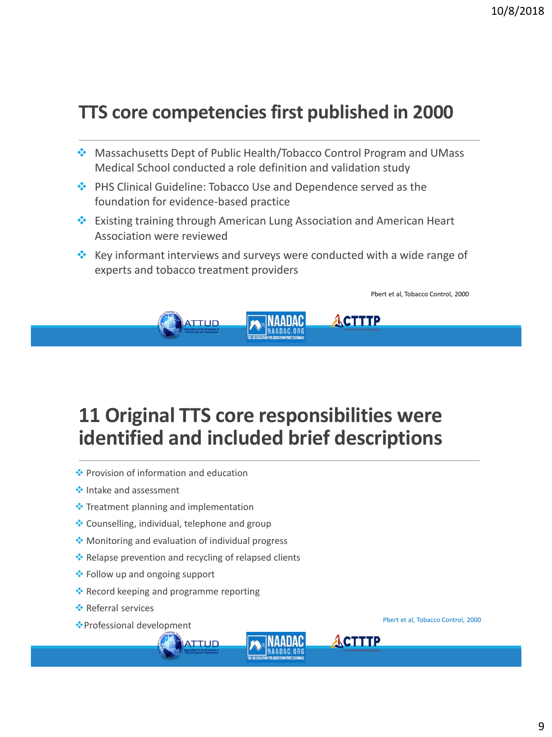## TTS core competencies first published in 2000

- Massachusetts Dept of Public Health/Tobacco Control Program and UMass Medical School conducted a role definition and validation study
- PHS Clinical Guideline: Tobacco Use and Dependence served as the foundation for evidence-based practice
- Existing training through American Lung Association and American Heart Association were reviewed
- Key informant interviews and surveys were conducted with a wide range of experts and tobacco treatment providers

Pbert et al, Tobacco Control, 2000

## 11 Original TTS core responsibilities were identified and included brief descriptions

- Provision of information and education
- Intake and assessment
- Treatment planning and implementation
- Counselling, individual, telephone and group
- Monitoring and evaluation of individual progress
- Relapse prevention and recycling of relapsed clients
- Follow up and ongoing support
- Record keeping and programme reporting
- Referral services
- Professional development

Pbert et al, Tobacco Control, 2000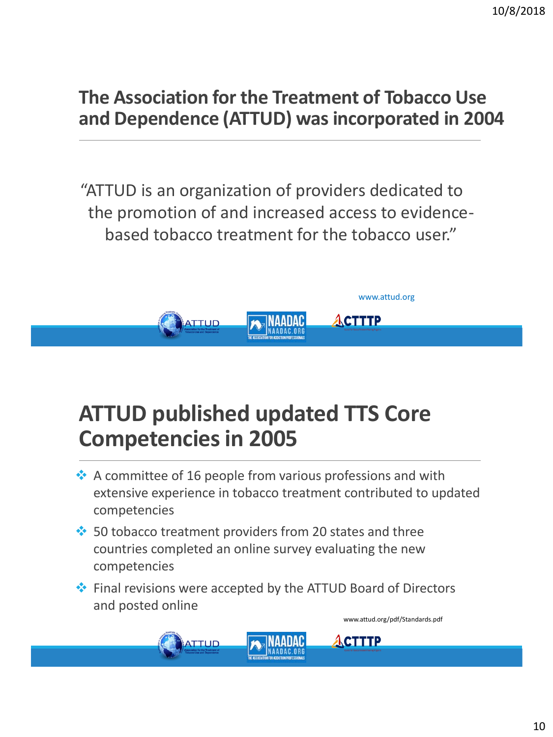## The Association for the Treatment of Tobacco Use and Dependence (ATTUD) was incorporated in 2004

"ATTUD is an organization of providers dedicated to the promotion of and increased access to evidence-based tobacco treatment for the tobacco user."

www.attud.org

## ATTUD published updated TTS Core Competencies in 2005

- A committee of 16 people from various professions and with extensive experience in tobacco treatment contributed to updated competencies
- 50 tobacco treatment providers from 20 states and three countries completed an online survey evaluating the new competencies
- Final revisions were accepted by the ATTUD Board of Directors and posted online

www.attud.org/pdf/Standards.pdf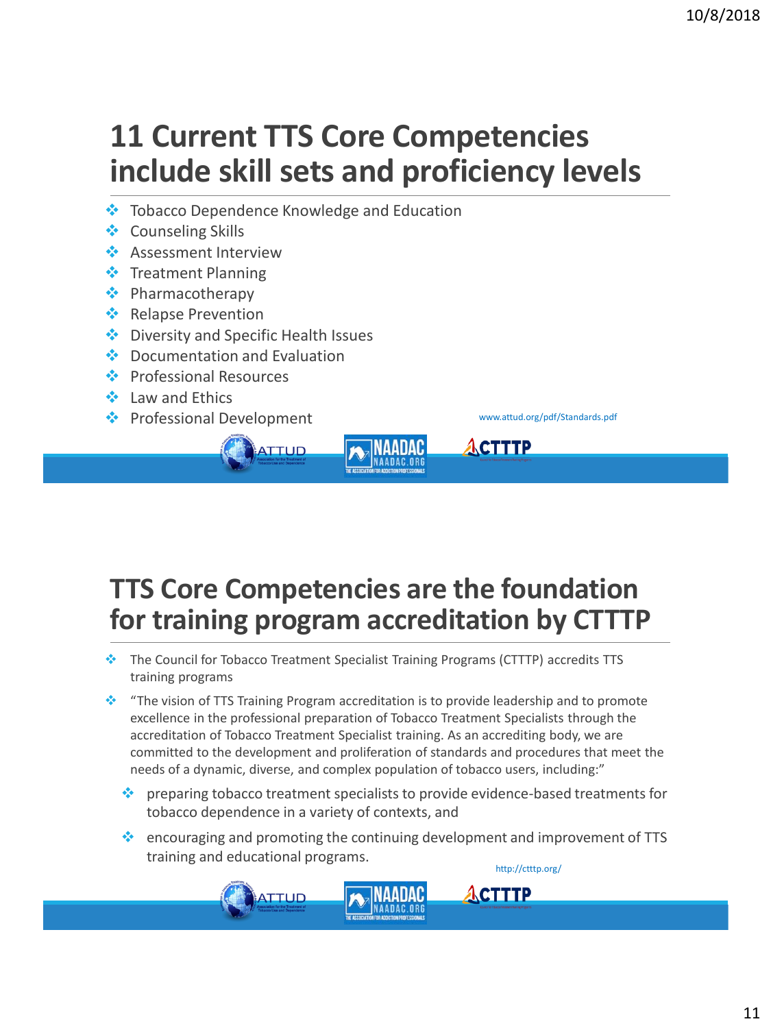## 11 Current TTS Core Competencies include skill sets and proficiency levels

- Tobacco Dependence Knowledge and Education
- Counseling Skills
- Assessment Interview
- Treatment Planning
- Pharmacotherapy
- Relapse Prevention
- Diversity and Specific Health Issues
- Documentation and Evaluation
- Professional Resources
- Law and Ethics
- Professional Development

www.attud.org/pdf/Standards.pdf

## TTS Core Competencies are the foundation for training program accreditation by CTTTP

- The Council for Tobacco Treatment Specialist Training Programs (CTTTP) accredits TTS training programs
- "The vision of TTS Training Program accreditation is to provide leadership and to promote excellence in the professional preparation of Tobacco Treatment Specialists through the accreditation of Tobacco Treatment Specialist training. As an accrediting body, we are committed to the development and proliferation of standards and procedures that meet the needs of a dynamic, diverse, and complex population of tobacco users, including:"
  - preparing tobacco treatment specialists to provide evidence-based treatments for tobacco dependence in a variety of contexts, and
  - encouraging and promoting the continuing development and improvement of TTS training and educational programs.

http://ctttp.org/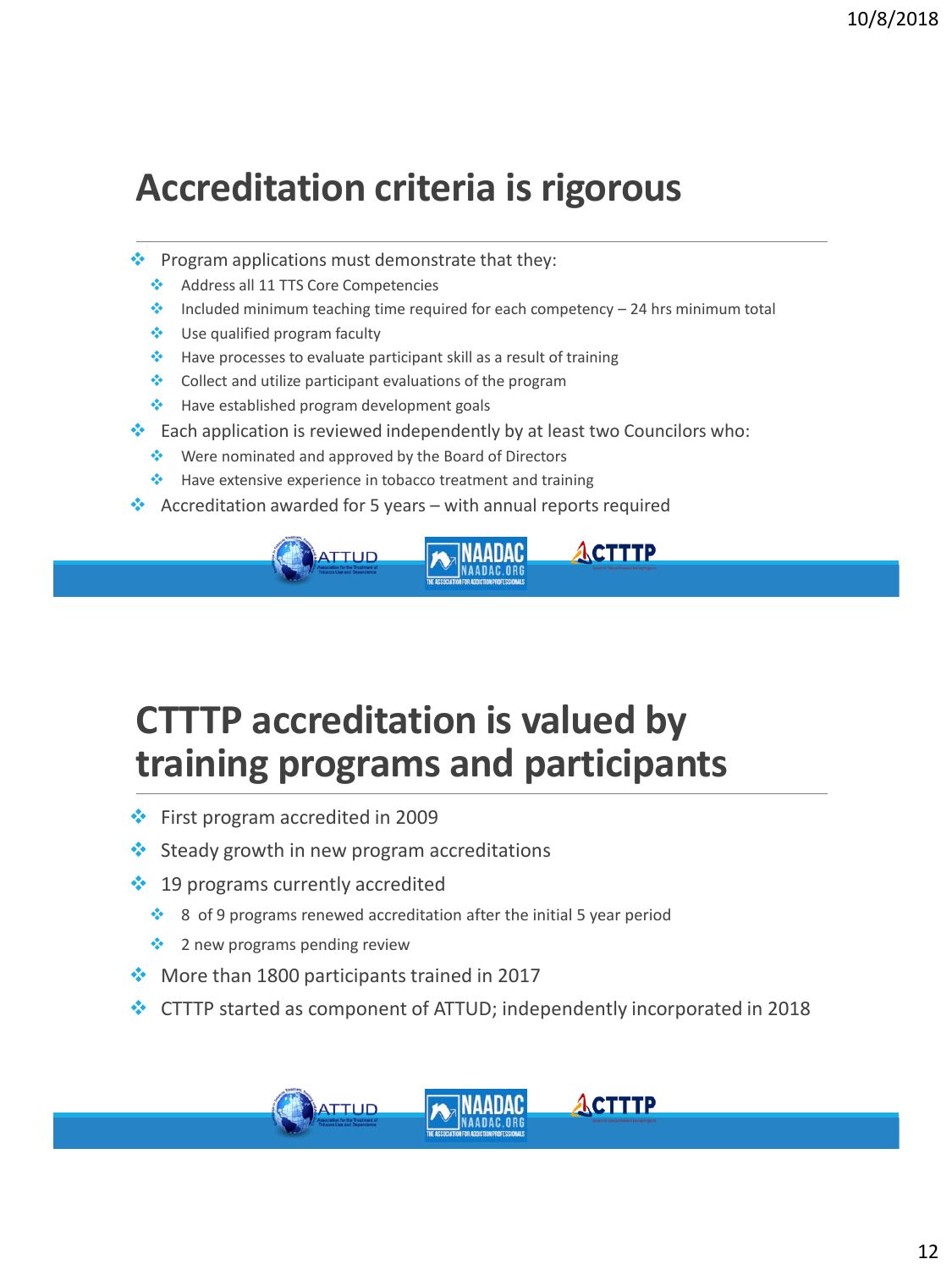# Accreditation criteria is rigorous

- Program applications must demonstrate that they:
  - Address all 11 TTS Core Competencies
  - Included minimum teaching time required for each competency – 24 hrs minimum total
  - Use qualified program faculty
  - Have processes to evaluate participant skill as a result of training
  - Collect and utilize participant evaluations of the program
  - Have established program development goals
- Each application is reviewed independently by at least two Councilors who:
  - Were nominated and approved by the Board of Directors
  - Have extensive experience in tobacco treatment and training
- Accreditation awarded for 5 years – with annual reports required

# CTTTP accreditation is valued by training programs and participants

- First program accredited in 2009
- Steady growth in new program accreditations
- 19 programs currently accredited
  - 8 of 9 programs renewed accreditation after the initial 5 year period
  - 2 new programs pending review
- More than 1800 participants trained in 2017
- CTTTP started as component of ATTUD; independently incorporated in 2018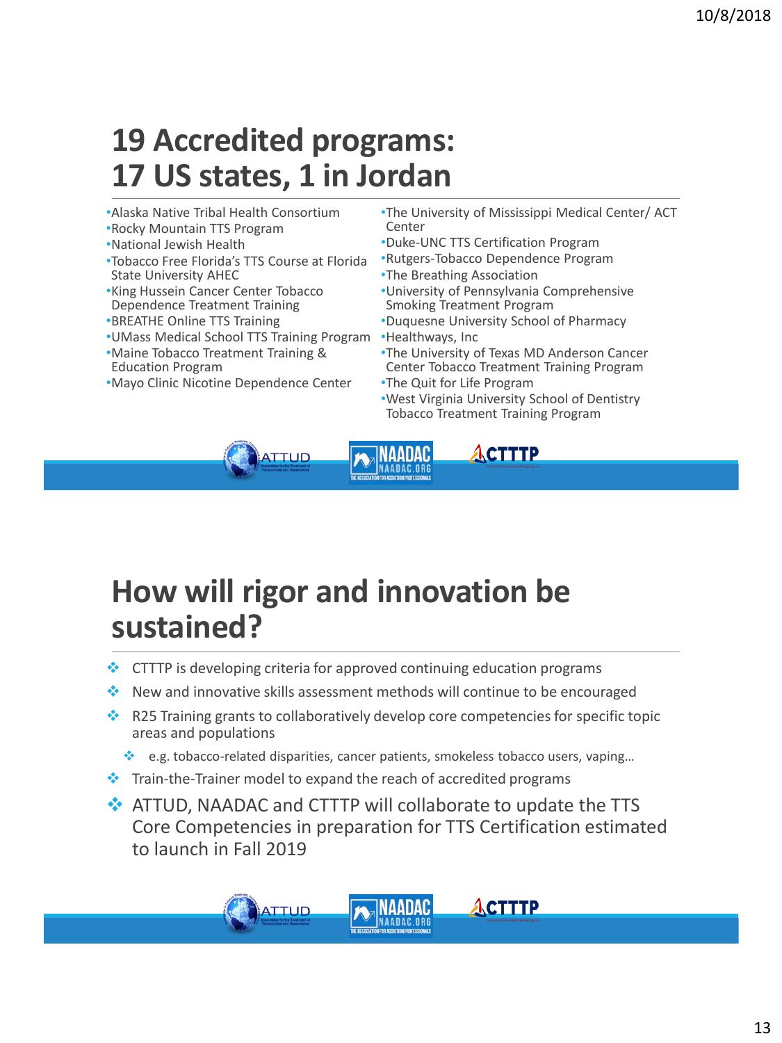# 19 Accredited programs: 17 US states, 1 in Jordan

- Alaska Native Tribal Health Consortium
- Rocky Mountain TTS Program
- National Jewish Health
- Tobacco Free Florida's TTS Course at Florida State University AHEC
- King Hussein Cancer Center Tobacco Dependence Treatment Training
- BREATHE Online TTS Training
- UMass Medical School TTS Training Program
- Maine Tobacco Treatment Training & Education Program
- Mayo Clinic Nicotine Dependence Center
- The University of Mississippi Medical Center/ ACT Center
- Duke-UNC TTS Certification Program
- Rutgers-Tobacco Dependence Program
- The Breathing Association
- University of Pennsylvania Comprehensive Smoking Treatment Program
- Duquesne University School of Pharmacy
- Healthways, Inc
- The University of Texas MD Anderson Cancer Center Tobacco Treatment Training Program
- The Quit for Life Program
- West Virginia University School of Dentistry Tobacco Treatment Training Program

# How will rigor and innovation be sustained?

- CTTTP is developing criteria for approved continuing education programs
- New and innovative skills assessment methods will continue to be encouraged
- R25 Training grants to collaboratively develop core competencies for specific topic areas and populations
  - e.g. tobacco-related disparities, cancer patients, smokeless tobacco users, vaping…
- Train-the-Trainer model to expand the reach of accredited programs
- ATTUD, NAADAC and CTTTP will collaborate to update the TTS Core Competencies in preparation for TTS Certification estimated to launch in Fall 2019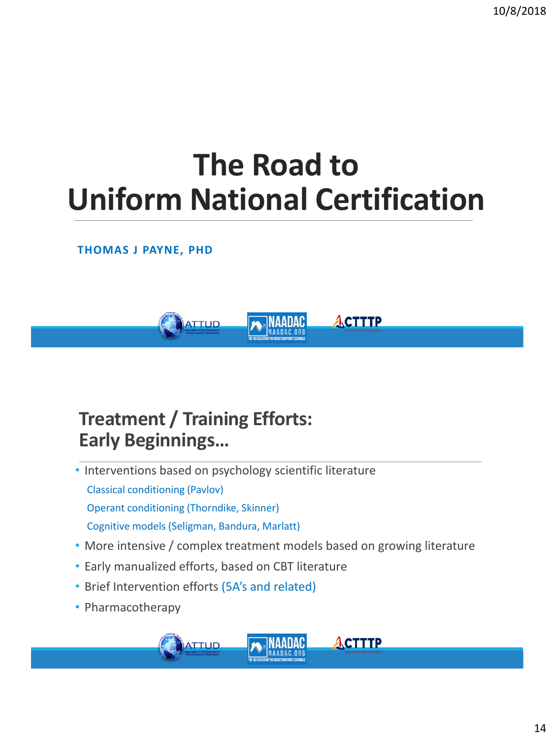# The Road to Uniform National Certification

**THOMAS J PAYNE, PHD**

## Treatment / Training Efforts: Early Beginnings…

- Interventions based on psychology scientific literature
  - Classical conditioning (Pavlov)
  - Operant conditioning (Thorndike, Skinner)
  - Cognitive models (Seligman, Bandura, Marlatt)
- More intensive / complex treatment models based on growing literature
- Early manualized efforts, based on CBT literature
- Brief Intervention efforts (5A's and related)
- Pharmacotherapy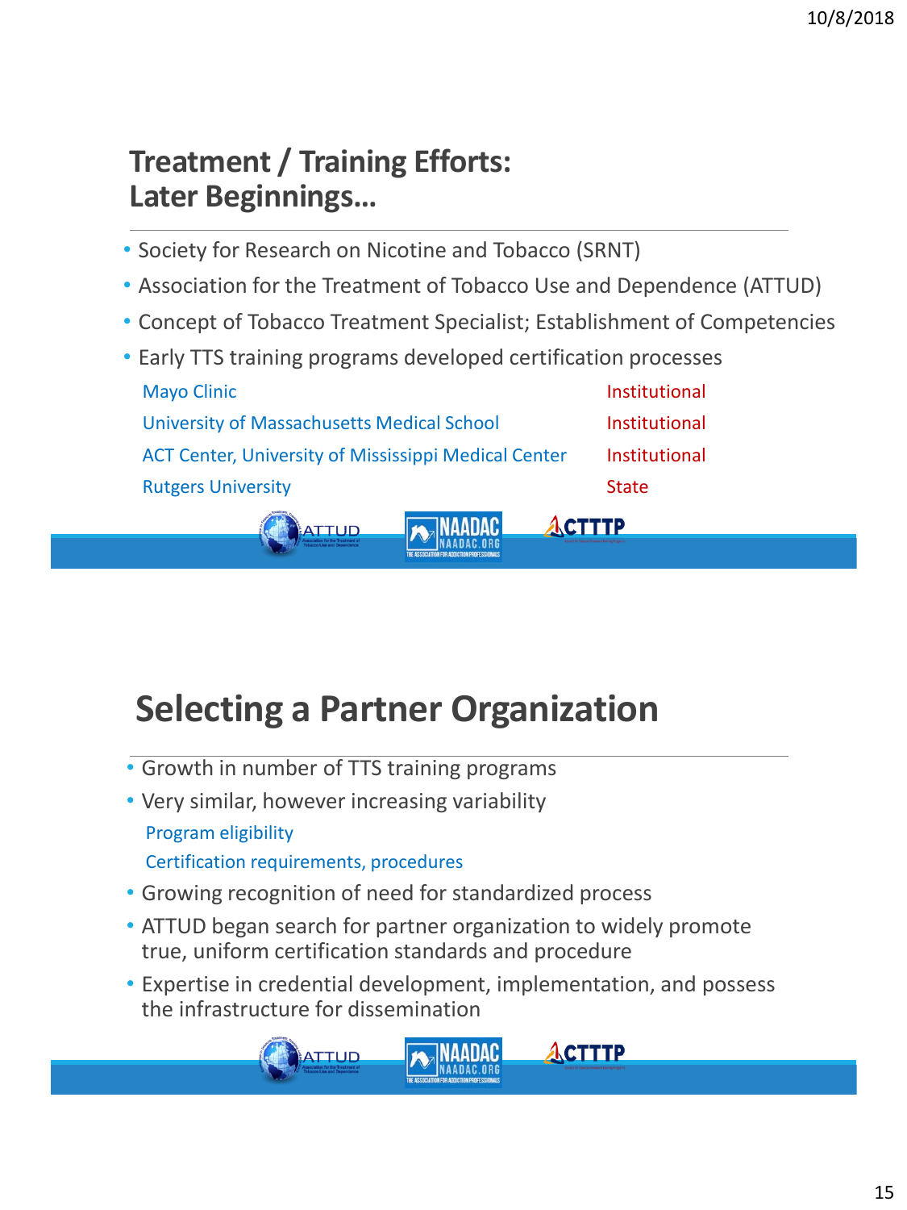## Treatment / Training Efforts: Later Beginnings…

- Society for Research on Nicotine and Tobacco (SRNT)
- Association for the Treatment of Tobacco Use and Dependence (ATTUD)
- Concept of Tobacco Treatment Specialist; Establishment of Competencies
- Early TTS training programs developed certification processes

| | |
|---|---|
| Mayo Clinic | Institutional |
| University of Massachusetts Medical School | Institutional |
| ACT Center, University of Mississippi Medical Center | Institutional |
| Rutgers University | State |

## Selecting a Partner Organization

- Growth in number of TTS training programs
- Very similar, however increasing variability
  - Program eligibility
  - Certification requirements, procedures
- Growing recognition of need for standardized process
- ATTUD began search for partner organization to widely promote true, uniform certification standards and procedure
- Expertise in credential development, implementation, and possess the infrastructure for dissemination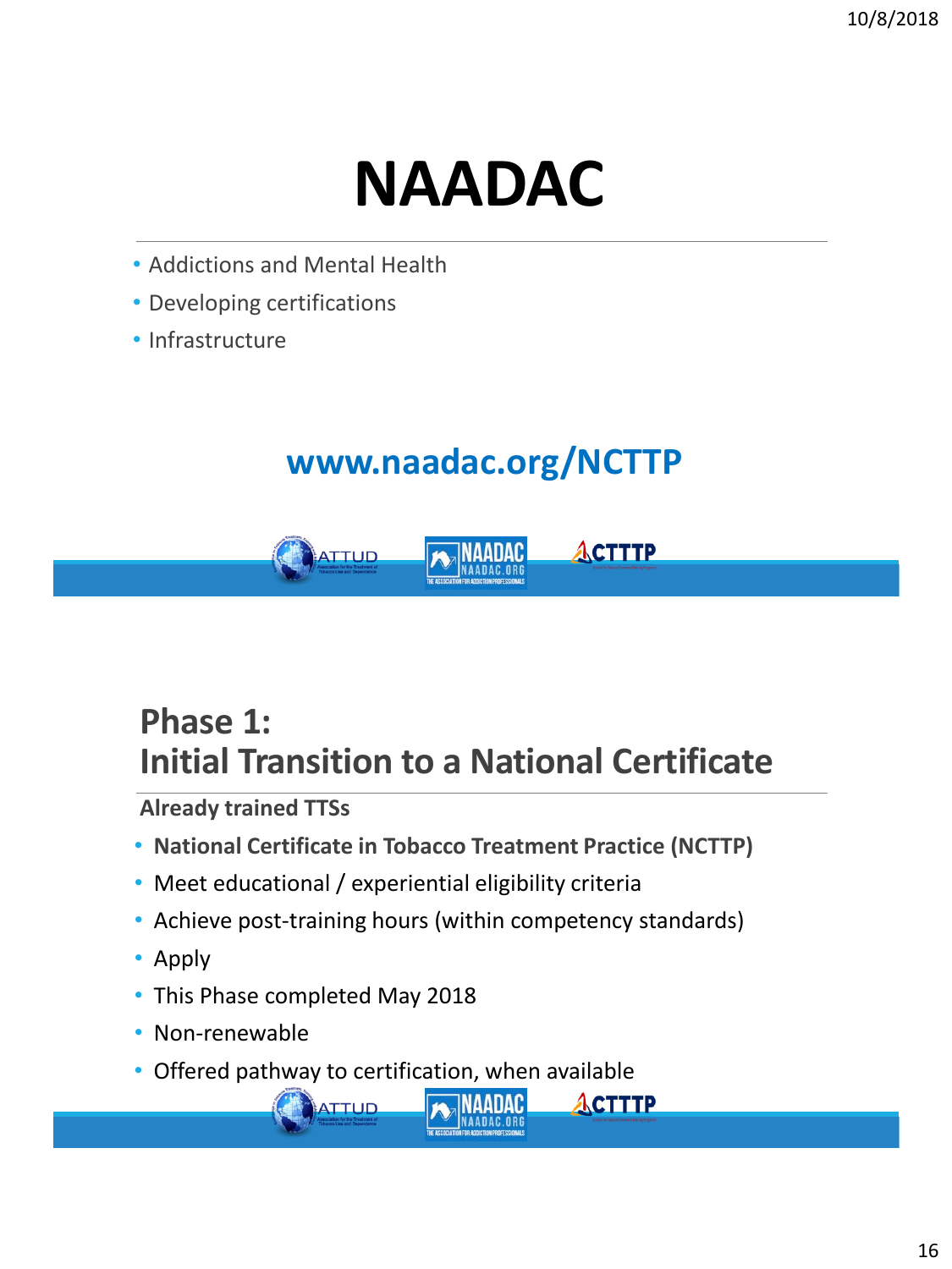# NAADAC

- Addictions and Mental Health
- Developing certifications
- Infrastructure

**www.naadac.org/NCTTP**

## Phase 1: Initial Transition to a National Certificate

**Already trained TTSs**

- **National Certificate in Tobacco Treatment Practice (NCTTP)**
- Meet educational / experiential eligibility criteria
- Achieve post-training hours (within competency standards)
- Apply
- This Phase completed May 2018
- Non-renewable
- Offered pathway to certification, when available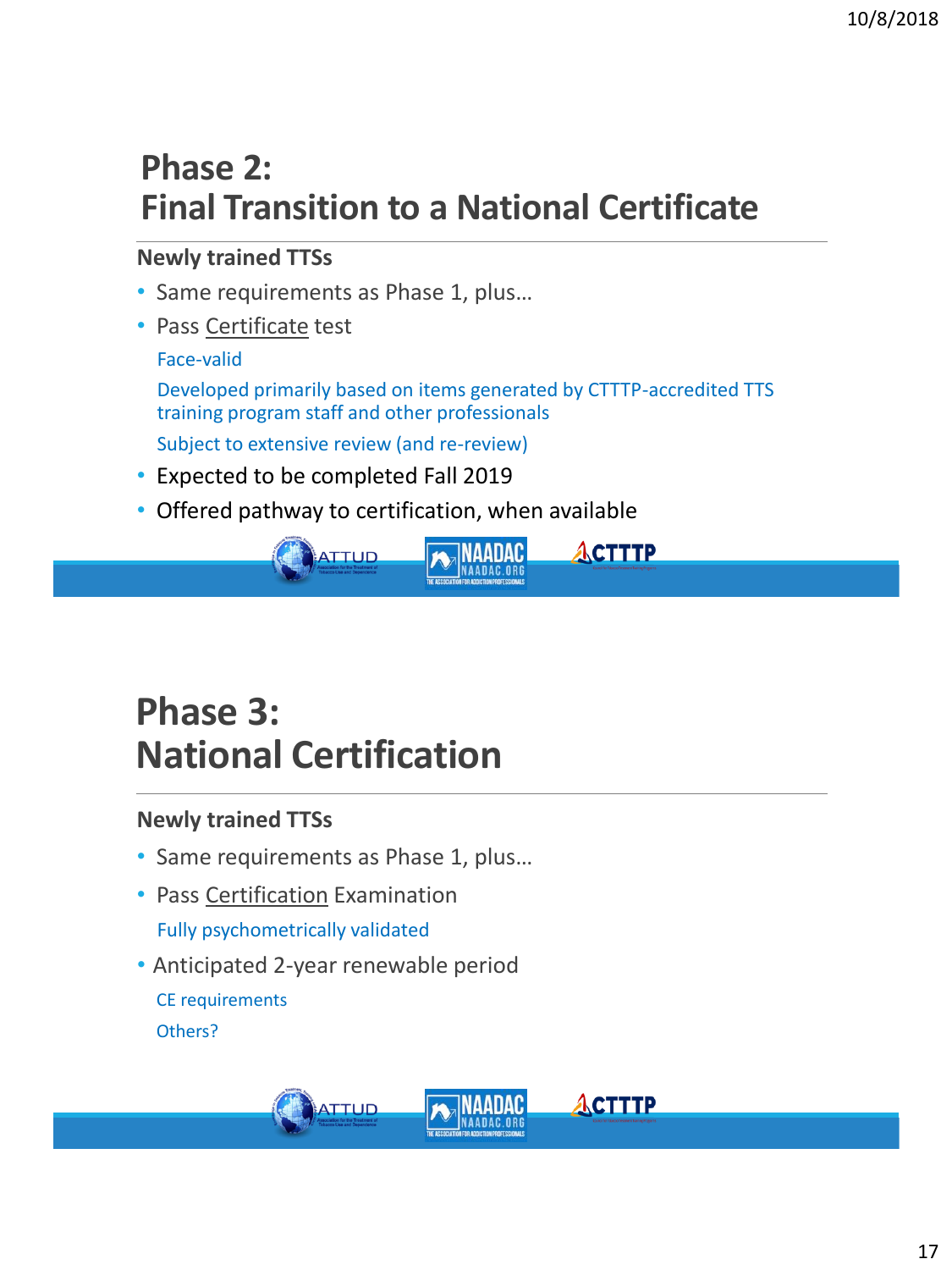# Phase 2: Final Transition to a National Certificate

**Newly trained TTSs**

- Same requirements as Phase 1, plus…
- Pass Certificate test
  - Face-valid
  - Developed primarily based on items generated by CTTTP-accredited TTS training program staff and other professionals
  - Subject to extensive review (and re-review)
- Expected to be completed Fall 2019
- Offered pathway to certification, when available

# Phase 3: National Certification

**Newly trained TTSs**

- Same requirements as Phase 1, plus…
- Pass Certification Examination
  - Fully psychometrically validated
- Anticipated 2-year renewable period
  - CE requirements
  - Others?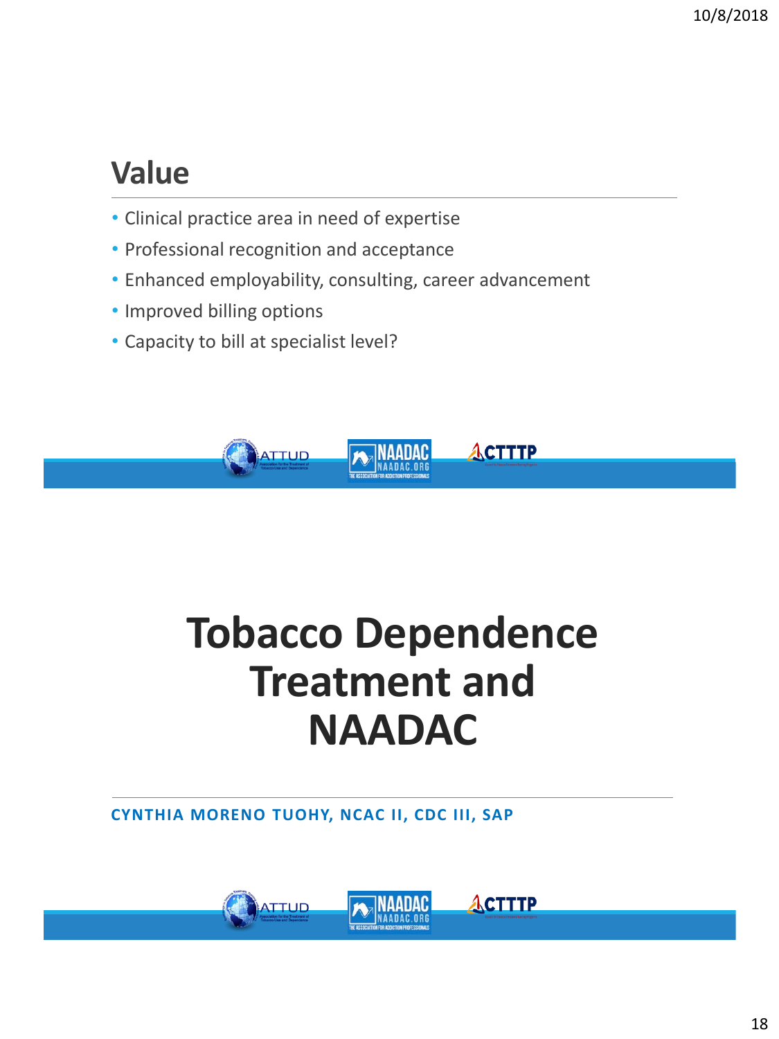## Value

- Clinical practice area in need of expertise
- Professional recognition and acceptance
- Enhanced employability, consulting, career advancement
- Improved billing options
- Capacity to bill at specialist level?

# Tobacco Dependence Treatment and NAADAC

**CYNTHIA MORENO TUOHY, NCAC II, CDC III, SAP**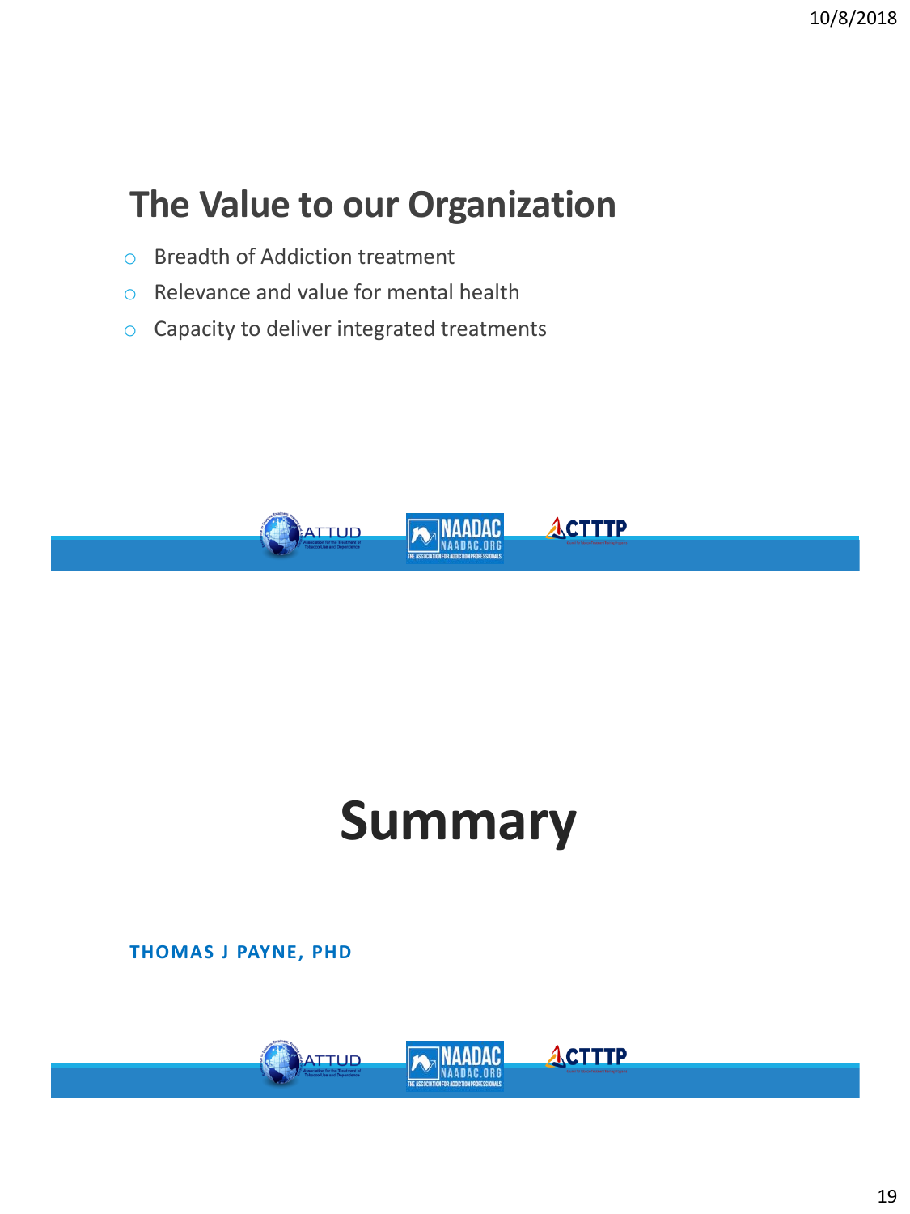## The Value to our Organization

- Breadth of Addiction treatment
- Relevance and value for mental health
- Capacity to deliver integrated treatments

# Summary

**THOMAS J PAYNE, PHD**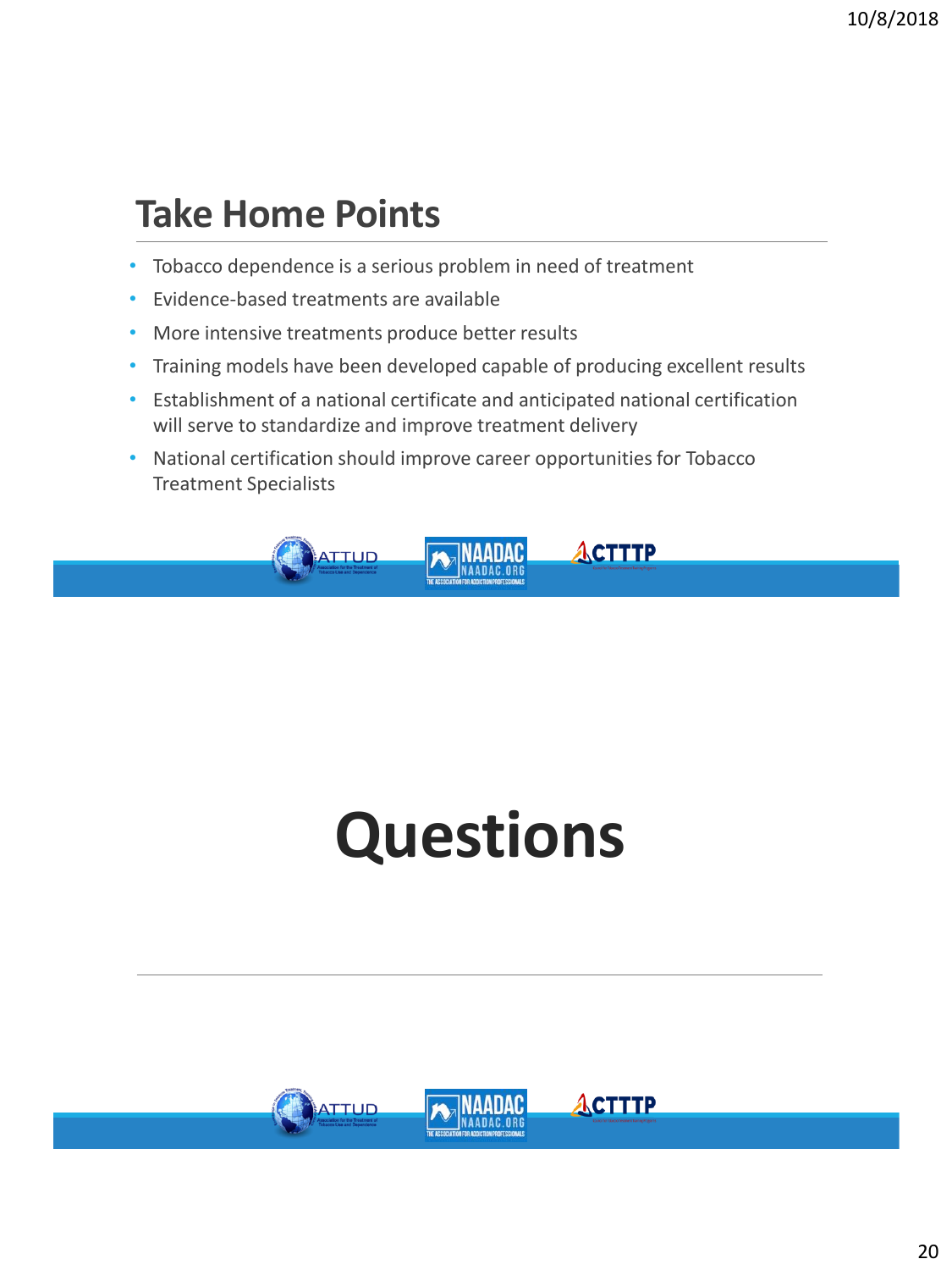## Take Home Points

- Tobacco dependence is a serious problem in need of treatment
- Evidence-based treatments are available
- More intensive treatments produce better results
- Training models have been developed capable of producing excellent results
- Establishment of a national certificate and anticipated national certification will serve to standardize and improve treatment delivery
- National certification should improve career opportunities for Tobacco Treatment Specialists

# Questions